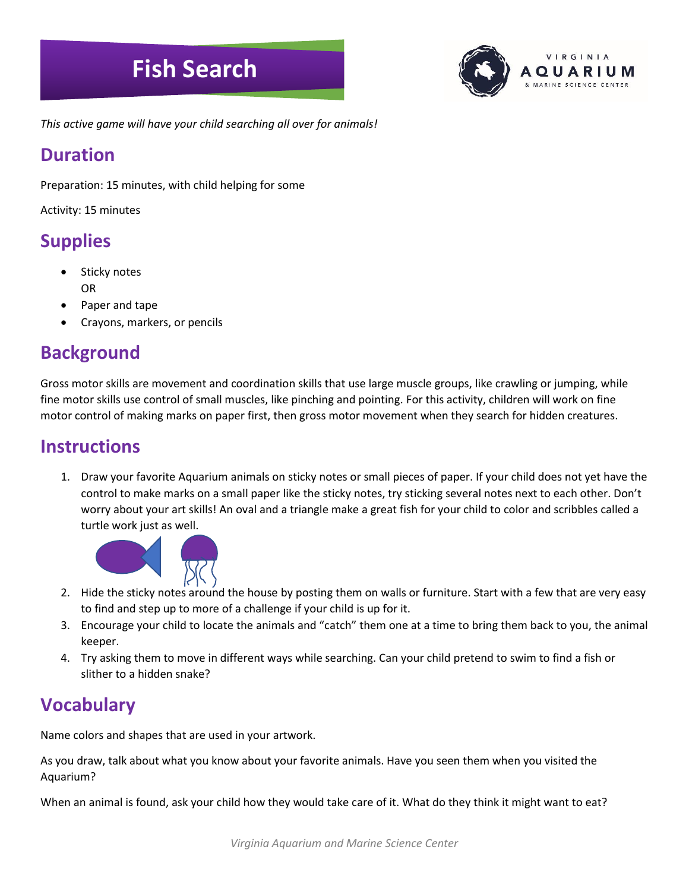# Fish Search

*This active game will have your child searching all over for animals!*

## Duration

Preparation: 15 minutes, with child helping for some

Activity: 15 minutes

## Supplies

- Sticky notes
  OR
- Paper and tape
- Crayons, markers, or pencils

## Background

Gross motor skills are movement and coordination skills that use large muscle groups, like crawling or jumping, while fine motor skills use control of small muscles, like pinching and pointing. For this activity, children will work on fine motor control of making marks on paper first, then gross motor movement when they search for hidden creatures.

## Instructions

1. Draw your favorite Aquarium animals on sticky notes or small pieces of paper. If your child does not yet have the control to make marks on a small paper like the sticky notes, try sticking several notes next to each other. Don't worry about your art skills! An oval and a triangle make a great fish for your child to color and scribbles called a turtle work just as well.
2. Hide the sticky notes around the house by posting them on walls or furniture. Start with a few that are very easy to find and step up to more of a challenge if your child is up for it.
3. Encourage your child to locate the animals and "catch" them one at a time to bring them back to you, the animal keeper.
4. Try asking them to move in different ways while searching. Can your child pretend to swim to find a fish or slither to a hidden snake?

## Vocabulary

Name colors and shapes that are used in your artwork.

As you draw, talk about what you know about your favorite animals. Have you seen them when you visited the Aquarium?

When an animal is found, ask your child how they would take care of it. What do they think it might want to eat?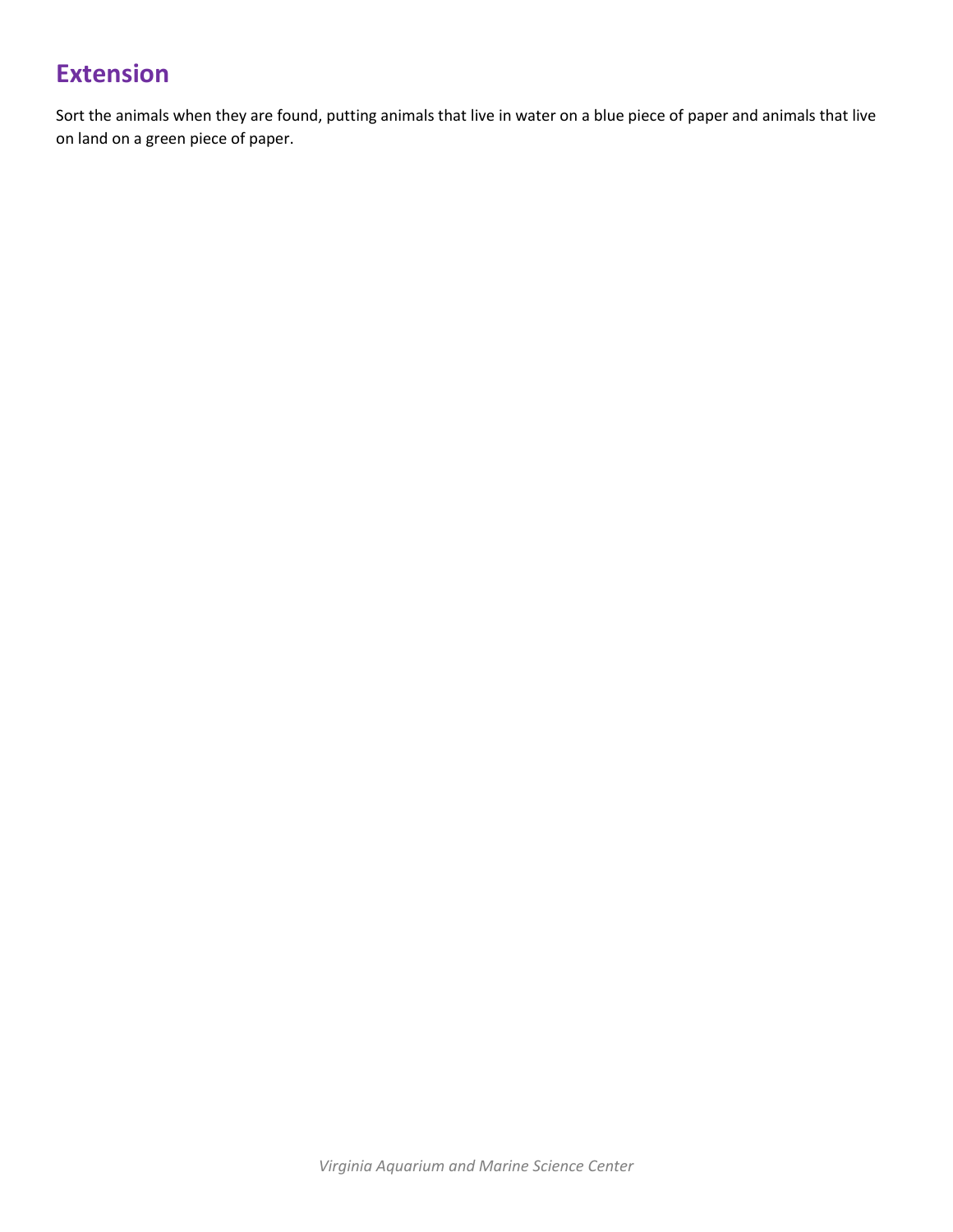## Extension

Sort the animals when they are found, putting animals that live in water on a blue piece of paper and animals that live on land on a green piece of paper.